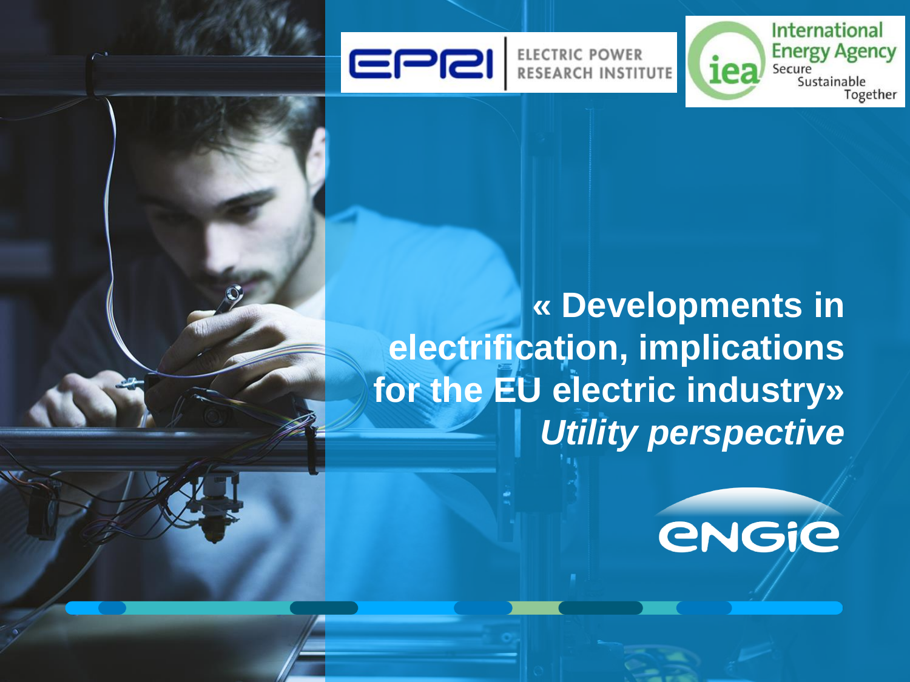ELECTRIC POWER RESEARCH INSTITUTE

International Energy Agency
Secure Sustainable Together

# « Developments in electrification, implications for the EU electric industry»

## *Utility perspective*

ENGIE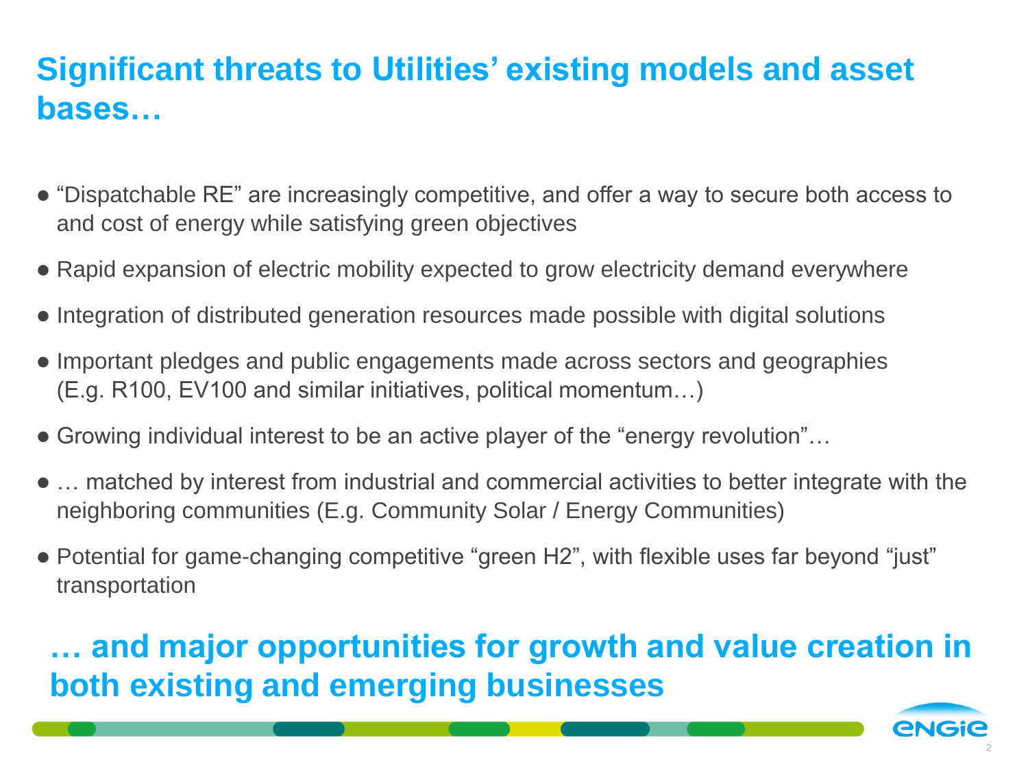# Significant threats to Utilities' existing models and asset bases…

- "Dispatchable RE" are increasingly competitive, and offer a way to secure both access to and cost of energy while satisfying green objectives
- Rapid expansion of electric mobility expected to grow electricity demand everywhere
- Integration of distributed generation resources made possible with digital solutions
- Important pledges and public engagements made across sectors and geographies (E.g. R100, EV100 and similar initiatives, political momentum…)
- Growing individual interest to be an active player of the "energy revolution"…
- … matched by interest from industrial and commercial activities to better integrate with the neighboring communities (E.g. Community Solar / Energy Communities)
- Potential for game-changing competitive "green H2", with flexible uses far beyond "just" transportation

# … and major opportunities for growth and value creation in both existing and emerging businesses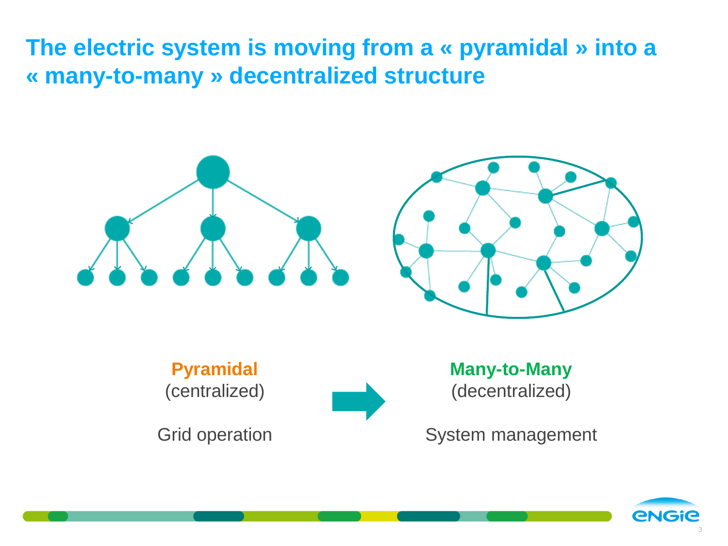# The electric system is moving from a « pyramidal » into a « many-to-many » decentralized structure

**Pyramidal**
(centralized)

Grid operation

**Many-to-Many**
(decentralized)

System management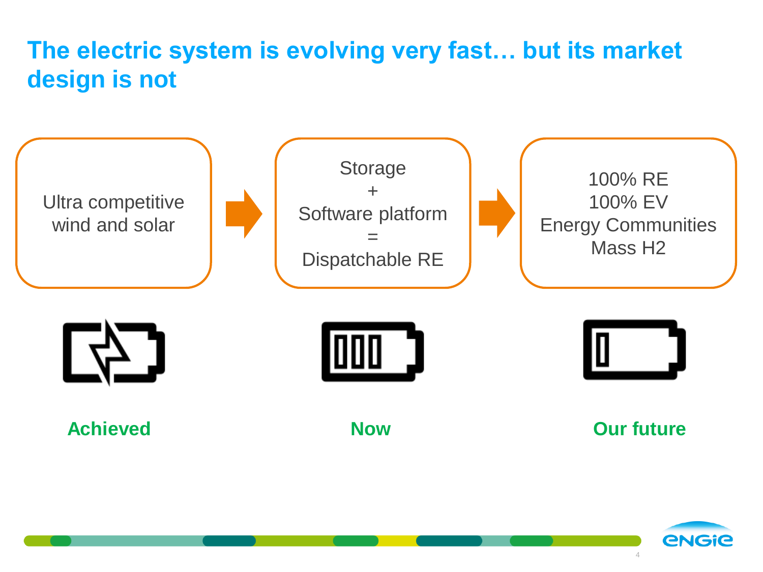# The electric system is evolving very fast… but its market design is not

| Achieved | Now | Our future |
| --- | --- | --- |
| Ultra competitive wind and solar | Storage + Software platform = Dispatchable RE | 100% RE<br>100% EV<br>Energy Communities<br>Mass H2 |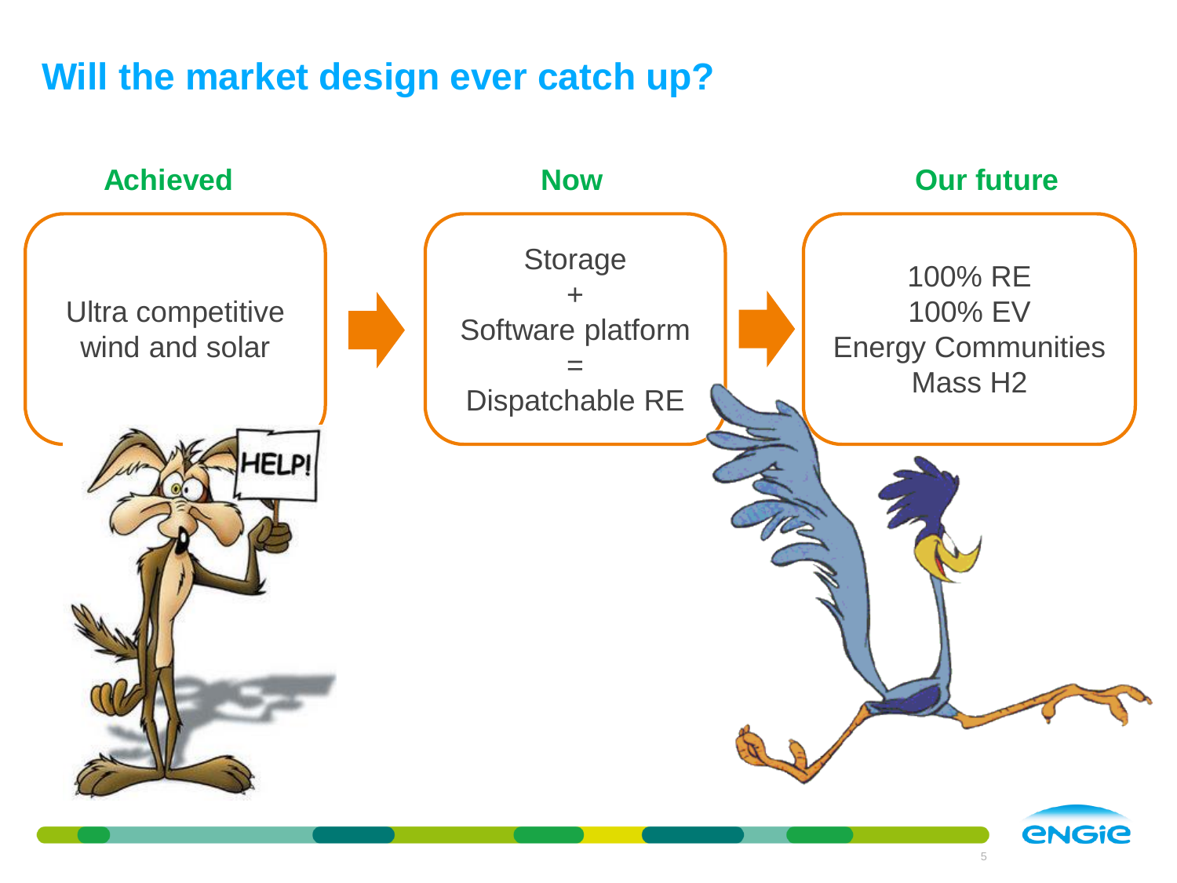# Will the market design ever catch up?

**Achieved**

Ultra competitive wind and solar

**Now**

Storage
+
Software platform
=
Dispatchable RE

**Our future**

100% RE
100% EV
Energy Communities
Mass $H_2$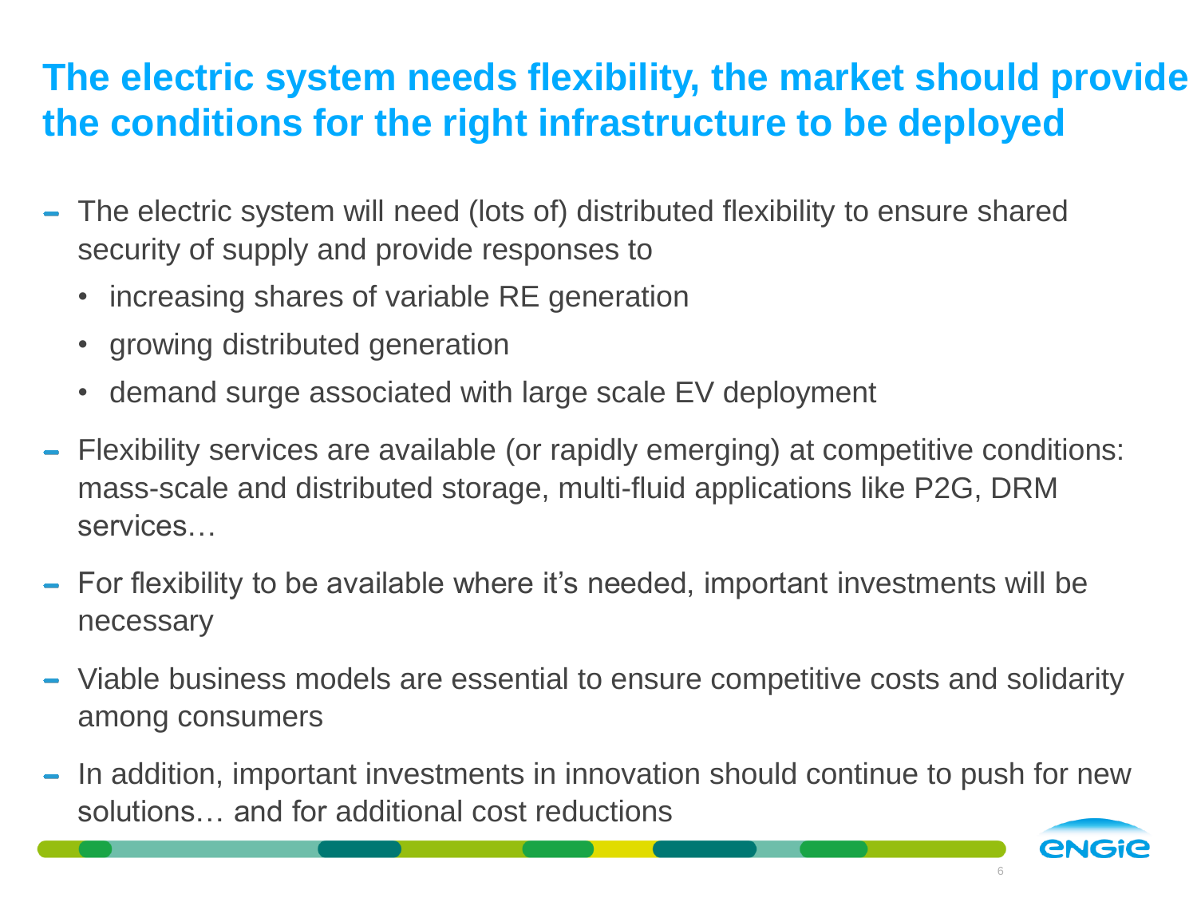# The electric system needs flexibility, the market should provide the conditions for the right infrastructure to be deployed

- The electric system will need (lots of) distributed flexibility to ensure shared security of supply and provide responses to
  - increasing shares of variable RE generation
  - growing distributed generation
  - demand surge associated with large scale EV deployment
- Flexibility services are available (or rapidly emerging) at competitive conditions: mass-scale and distributed storage, multi-fluid applications like P2G, DRM services…
- For flexibility to be available where it's needed, important investments will be necessary
- Viable business models are essential to ensure competitive costs and solidarity among consumers
- In addition, important investments in innovation should continue to push for new solutions… and for additional cost reductions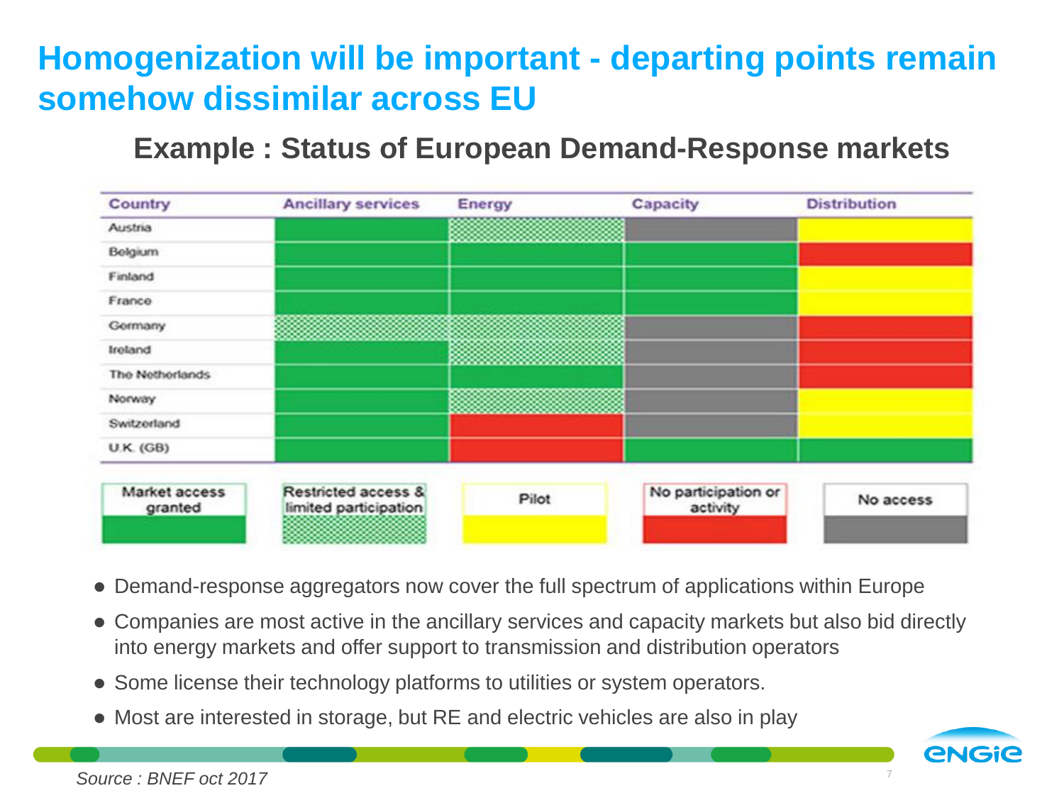# Homogenization will be important - departing points remain somehow dissimilar across EU

## Example : Status of European Demand-Response markets

| Country | Ancillary services | Energy | Capacity | Distribution |
|---|---|---|---|---|
| Austria | Market access granted | Restricted access & limited participation | No access | Pilot |
| Belgium | Market access granted | Market access granted | Market access granted | No participation or activity |
| Finland | Market access granted | Market access granted | Market access granted | Pilot |
| France | Market access granted | Market access granted | Market access granted | Pilot |
| Germany | Restricted access & limited participation | Restricted access & limited participation | No access | No participation or activity |
| Ireland | Market access granted | Restricted access & limited participation | No access | No participation or activity |
| The Netherlands | Market access granted | Market access granted | No access | No participation or activity |
| Norway | Market access granted | Restricted access & limited participation | No access | Pilot |
| Switzerland | Market access granted | No participation or activity | No access | Pilot |
| U.K. (GB) | Market access granted | No participation or activity | Market access granted | Market access granted |

Legend: Market access granted | Restricted access & limited participation | Pilot | No participation or activity | No access

- Demand-response aggregators now cover the full spectrum of applications within Europe
- Companies are most active in the ancillary services and capacity markets but also bid directly into energy markets and offer support to transmission and distribution operators
- Some license their technology platforms to utilities or system operators.
- Most are interested in storage, but RE and electric vehicles are also in play

*Source : BNEF oct 2017*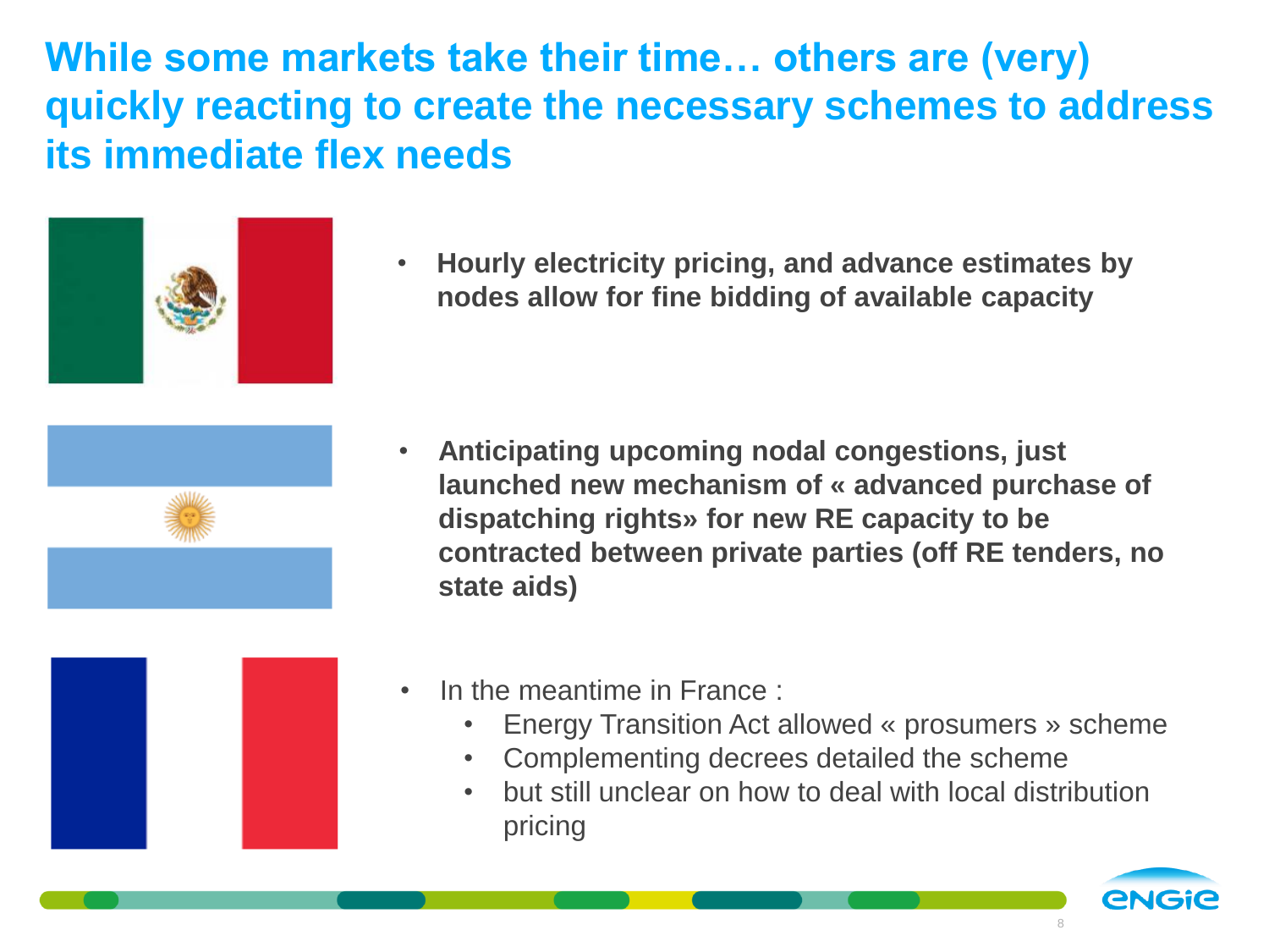# While some markets take their time… others are (very) quickly reacting to create the necessary schemes to address its immediate flex needs

- **Hourly electricity pricing, and advance estimates by nodes allow for fine bidding of available capacity**

- **Anticipating upcoming nodal congestions, just launched new mechanism of « advanced purchase of dispatching rights» for new RE capacity to be contracted between private parties (off RE tenders, no state aids)**

- In the meantime in France :
  - Energy Transition Act allowed « prosumers » scheme
  - Complementing decrees detailed the scheme
  - but still unclear on how to deal with local distribution pricing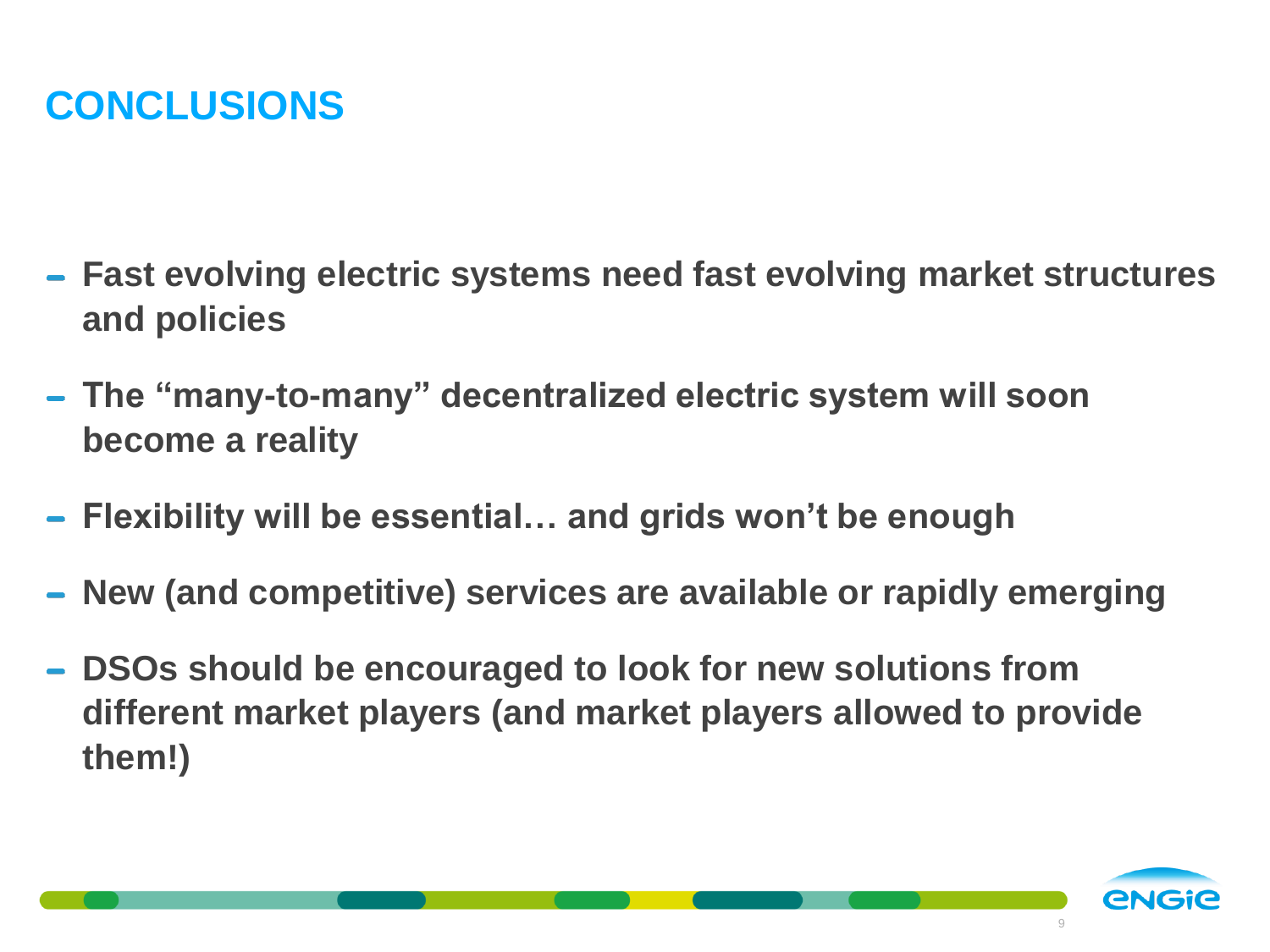# CONCLUSIONS

- **Fast evolving electric systems need fast evolving market structures and policies**
- **The “many-to-many” decentralized electric system will soon become a reality**
- **Flexibility will be essential… and grids won’t be enough**
- **New (and competitive) services are available or rapidly emerging**
- **DSOs should be encouraged to look for new solutions from different market players (and market players allowed to provide them!)**